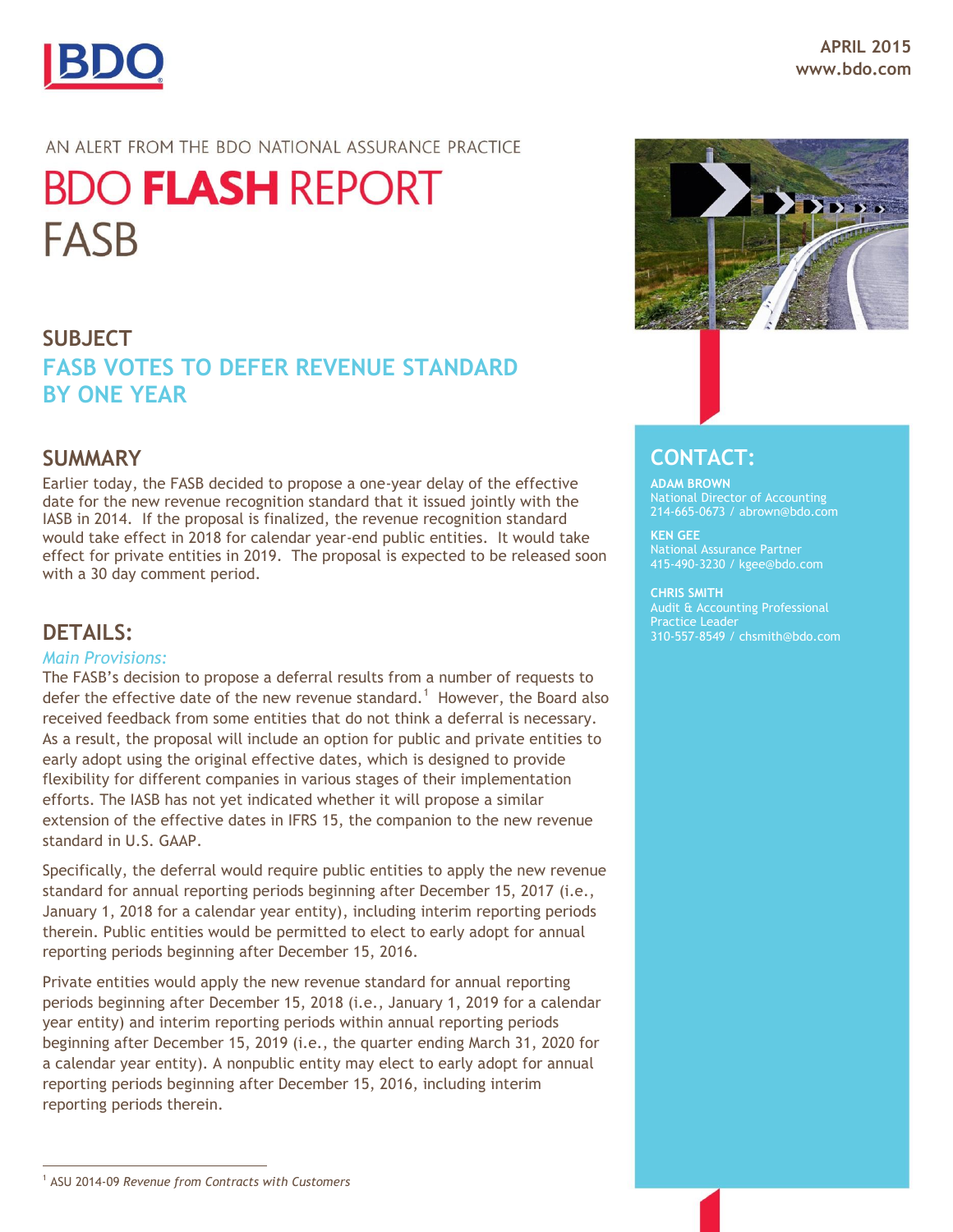APRIL 2015
www.bdo.com

AN ALERT FROM THE BDO NATIONAL ASSURANCE PRACTICE

# BDO **FLASH** REPORT
# FASB

## SUBJECT
## FASB VOTES TO DEFER REVENUE STANDARD BY ONE YEAR

## SUMMARY

Earlier today, the FASB decided to propose a one-year delay of the effective date for the new revenue recognition standard that it issued jointly with the IASB in 2014. If the proposal is finalized, the revenue recognition standard would take effect in 2018 for calendar year-end public entities. It would take effect for private entities in 2019. The proposal is expected to be released soon with a 30 day comment period.

## DETAILS:

*Main Provisions:*

The FASB's decision to propose a deferral results from a number of requests to defer the effective date of the new revenue standard.[1] However, the Board also received feedback from some entities that do not think a deferral is necessary. As a result, the proposal will include an option for public and private entities to early adopt using the original effective dates, which is designed to provide flexibility for different companies in various stages of their implementation efforts. The IASB has not yet indicated whether it will propose a similar extension of the effective dates in IFRS 15, the companion to the new revenue standard in U.S. GAAP.

Specifically, the deferral would require public entities to apply the new revenue standard for annual reporting periods beginning after December 15, 2017 (i.e., January 1, 2018 for a calendar year entity), including interim reporting periods therein. Public entities would be permitted to elect to early adopt for annual reporting periods beginning after December 15, 2016.

Private entities would apply the new revenue standard for annual reporting periods beginning after December 15, 2018 (i.e., January 1, 2019 for a calendar year entity) and interim reporting periods within annual reporting periods beginning after December 15, 2019 (i.e., the quarter ending March 31, 2020 for a calendar year entity). A nonpublic entity may elect to early adopt for annual reporting periods beginning after December 15, 2016, including interim reporting periods therein.

## CONTACT:

**ADAM BROWN**
National Director of Accounting
214-665-0673 / abrown@bdo.com

**KEN GEE**
National Assurance Partner
415-490-3230 / kgee@bdo.com

**CHRIS SMITH**
Audit & Accounting Professional Practice Leader
310-557-8549 / chsmith@bdo.com

---

[1] ASU 2014-09 *Revenue from Contracts with Customers*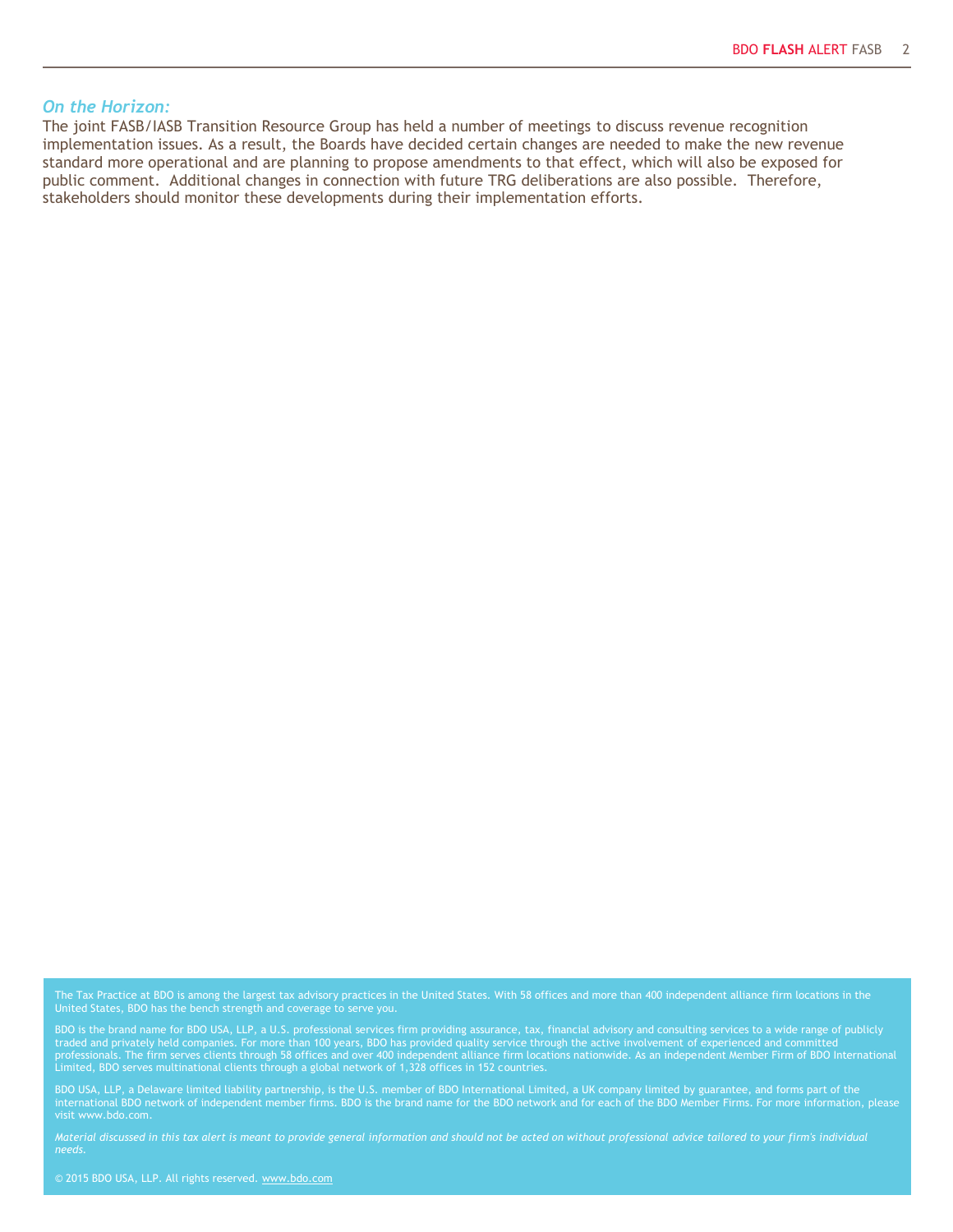### *On the Horizon:*

The joint FASB/IASB Transition Resource Group has held a number of meetings to discuss revenue recognition implementation issues. As a result, the Boards have decided certain changes are needed to make the new revenue standard more operational and are planning to propose amendments to that effect, which will also be exposed for public comment. Additional changes in connection with future TRG deliberations are also possible. Therefore, stakeholders should monitor these developments during their implementation efforts.

The Tax Practice at BDO is among the largest tax advisory practices in the United States. With 58 offices and more than 400 independent alliance firm locations in the United States, BDO has the bench strength and coverage to serve you.

BDO is the brand name for BDO USA, LLP, a U.S. professional services firm providing assurance, tax, financial advisory and consulting services to a wide range of publicly traded and privately held companies. For more than 100 years, BDO has provided quality service through the active involvement of experienced and committed professionals. The firm serves clients through 58 offices and over 400 independent alliance firm locations nationwide. As an independent Member Firm of BDO International Limited, BDO serves multinational clients through a global network of 1,328 offices in 152 countries.

BDO USA, LLP, a Delaware limited liability partnership, is the U.S. member of BDO International Limited, a UK company limited by guarantee, and forms part of the international BDO network of independent member firms. BDO is the brand name for the BDO network and for each of the BDO Member Firms. For more information, please visit www.bdo.com.

*Material discussed in this tax alert is meant to provide general information and should not be acted on without professional advice tailored to your firm's individual needs.*

© 2015 BDO USA, LLP. All rights reserved. www.bdo.com